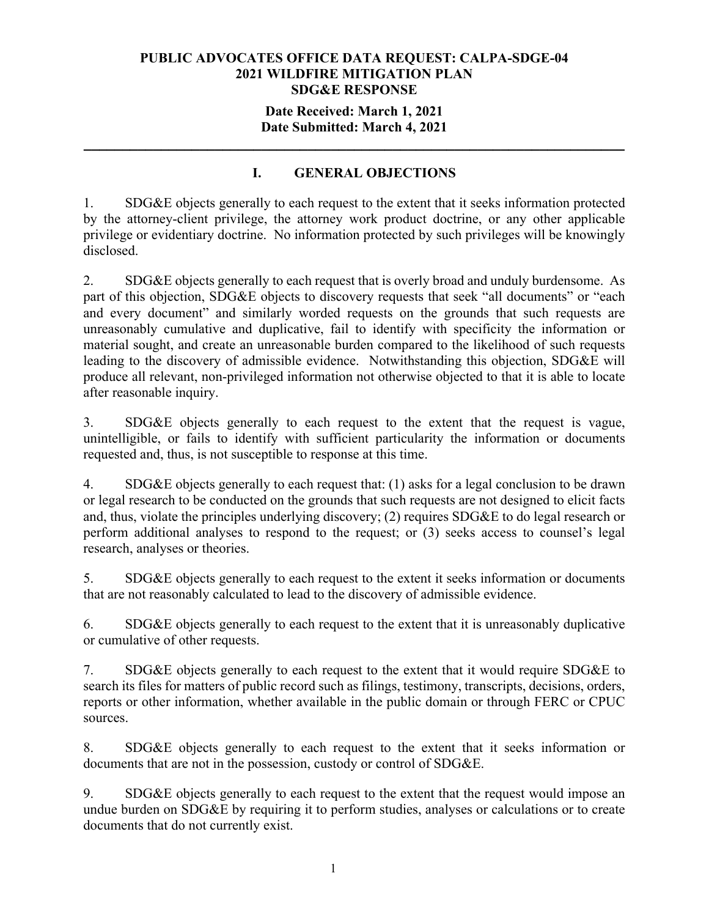**PUBLIC ADVOCATES OFFICE DATA REQUEST: CALPA-SDGE-04**
**2021 WILDFIRE MITIGATION PLAN**
**SDG&E RESPONSE**

**Date Received: March 1, 2021**
**Date Submitted: March 4, 2021**

---

## I. GENERAL OBJECTIONS

1. SDG&E objects generally to each request to the extent that it seeks information protected by the attorney-client privilege, the attorney work product doctrine, or any other applicable privilege or evidentiary doctrine. No information protected by such privileges will be knowingly disclosed.

2. SDG&E objects generally to each request that is overly broad and unduly burdensome. As part of this objection, SDG&E objects to discovery requests that seek "all documents" or "each and every document" and similarly worded requests on the grounds that such requests are unreasonably cumulative and duplicative, fail to identify with specificity the information or material sought, and create an unreasonable burden compared to the likelihood of such requests leading to the discovery of admissible evidence. Notwithstanding this objection, SDG&E will produce all relevant, non-privileged information not otherwise objected to that it is able to locate after reasonable inquiry.

3. SDG&E objects generally to each request to the extent that the request is vague, unintelligible, or fails to identify with sufficient particularity the information or documents requested and, thus, is not susceptible to response at this time.

4. SDG&E objects generally to each request that: (1) asks for a legal conclusion to be drawn or legal research to be conducted on the grounds that such requests are not designed to elicit facts and, thus, violate the principles underlying discovery; (2) requires SDG&E to do legal research or perform additional analyses to respond to the request; or (3) seeks access to counsel's legal research, analyses or theories.

5. SDG&E objects generally to each request to the extent it seeks information or documents that are not reasonably calculated to lead to the discovery of admissible evidence.

6. SDG&E objects generally to each request to the extent that it is unreasonably duplicative or cumulative of other requests.

7. SDG&E objects generally to each request to the extent that it would require SDG&E to search its files for matters of public record such as filings, testimony, transcripts, decisions, orders, reports or other information, whether available in the public domain or through FERC or CPUC sources.

8. SDG&E objects generally to each request to the extent that it seeks information or documents that are not in the possession, custody or control of SDG&E.

9. SDG&E objects generally to each request to the extent that the request would impose an undue burden on SDG&E by requiring it to perform studies, analyses or calculations or to create documents that do not currently exist.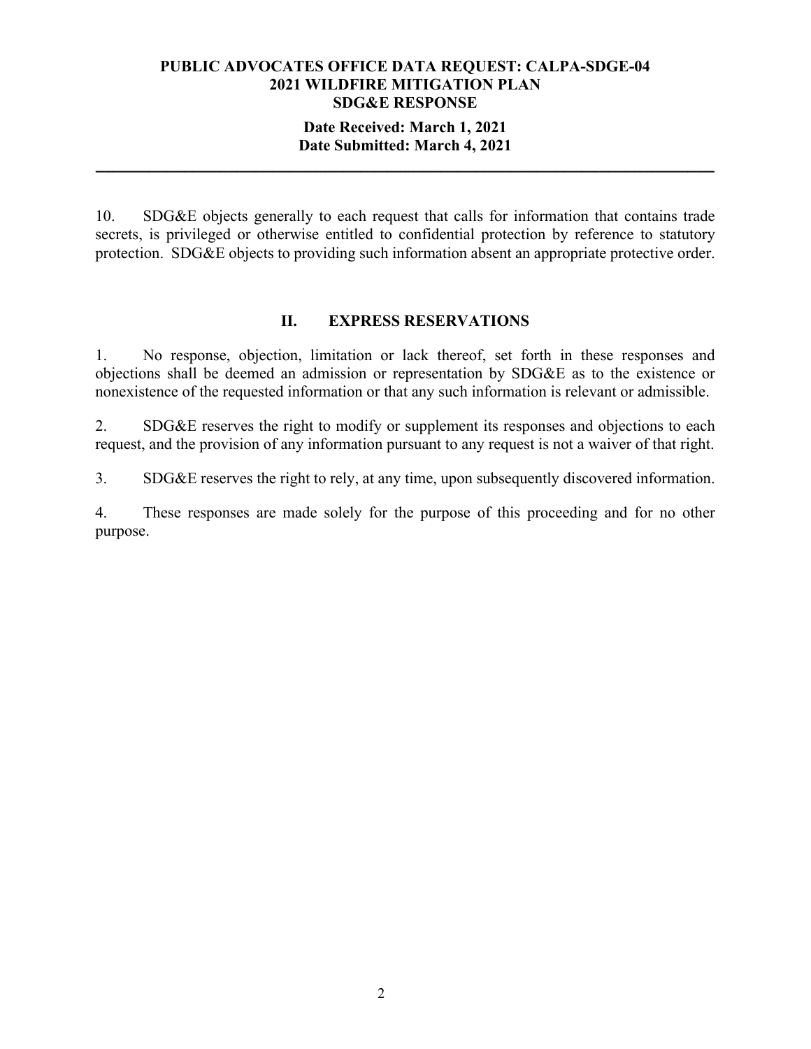10. SDG&E objects generally to each request that calls for information that contains trade secrets, is privileged or otherwise entitled to confidential protection by reference to statutory protection. SDG&E objects to providing such information absent an appropriate protective order.

## II. EXPRESS RESERVATIONS

1. No response, objection, limitation or lack thereof, set forth in these responses and objections shall be deemed an admission or representation by SDG&E as to the existence or nonexistence of the requested information or that any such information is relevant or admissible.

2. SDG&E reserves the right to modify or supplement its responses and objections to each request, and the provision of any information pursuant to any request is not a waiver of that right.

3. SDG&E reserves the right to rely, at any time, upon subsequently discovered information.

4. These responses are made solely for the purpose of this proceeding and for no other purpose.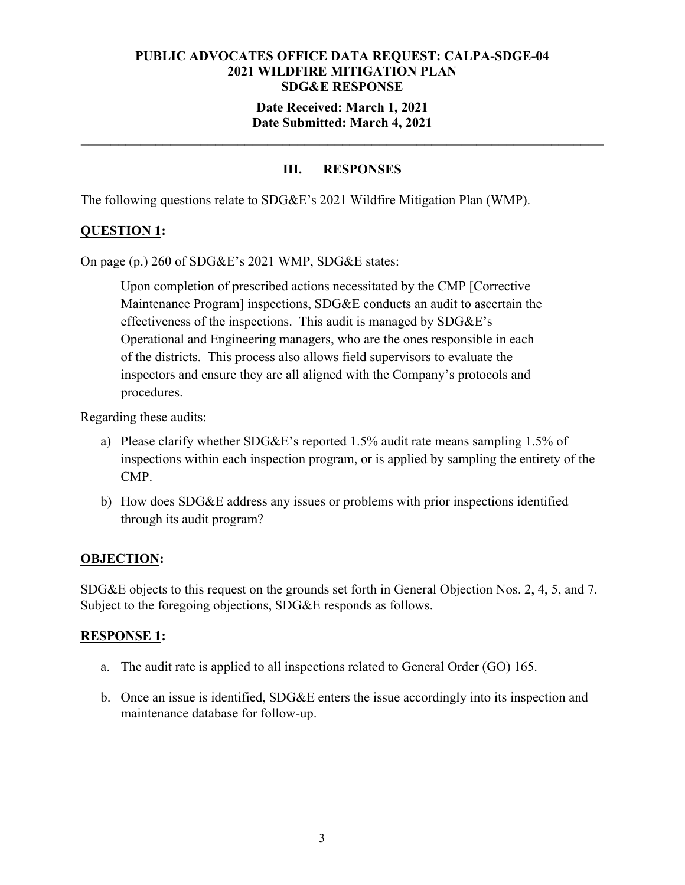**PUBLIC ADVOCATES OFFICE DATA REQUEST: CALPA-SDGE-04**
**2021 WILDFIRE MITIGATION PLAN**
**SDG&E RESPONSE**

**Date Received: March 1, 2021**
**Date Submitted: March 4, 2021**

---

## III. RESPONSES

The following questions relate to SDG&E's 2021 Wildfire Mitigation Plan (WMP).

**QUESTION 1:**

On page (p.) 260 of SDG&E's 2021 WMP, SDG&E states:

> Upon completion of prescribed actions necessitated by the CMP [Corrective Maintenance Program] inspections, SDG&E conducts an audit to ascertain the effectiveness of the inspections. This audit is managed by SDG&E's Operational and Engineering managers, who are the ones responsible in each of the districts. This process also allows field supervisors to evaluate the inspectors and ensure they are all aligned with the Company's protocols and procedures.

Regarding these audits:

a) Please clarify whether SDG&E's reported 1.5% audit rate means sampling 1.5% of inspections within each inspection program, or is applied by sampling the entirety of the CMP.

b) How does SDG&E address any issues or problems with prior inspections identified through its audit program?

**OBJECTION:**

SDG&E objects to this request on the grounds set forth in General Objection Nos. 2, 4, 5, and 7. Subject to the foregoing objections, SDG&E responds as follows.

**RESPONSE 1:**

a. The audit rate is applied to all inspections related to General Order (GO) 165.

b. Once an issue is identified, SDG&E enters the issue accordingly into its inspection and maintenance database for follow-up.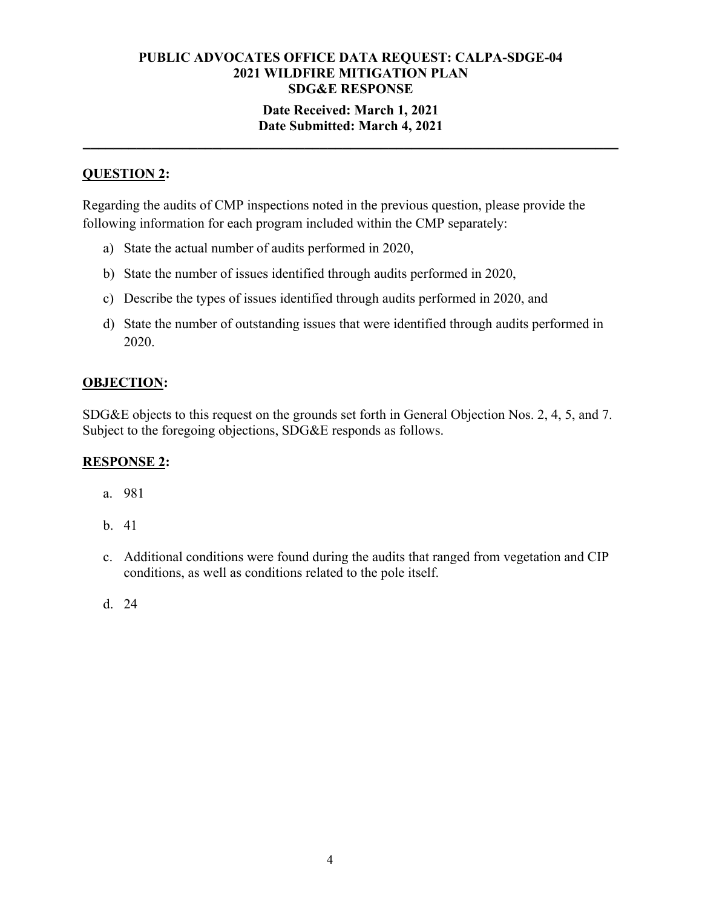**PUBLIC ADVOCATES OFFICE DATA REQUEST: CALPA-SDGE-04**
**2021 WILDFIRE MITIGATION PLAN**
**SDG&E RESPONSE**

**Date Received: March 1, 2021**
**Date Submitted: March 4, 2021**

---

**QUESTION 2:**

Regarding the audits of CMP inspections noted in the previous question, please provide the following information for each program included within the CMP separately:

a) State the actual number of audits performed in 2020,

b) State the number of issues identified through audits performed in 2020,

c) Describe the types of issues identified through audits performed in 2020, and

d) State the number of outstanding issues that were identified through audits performed in 2020.

**OBJECTION:**

SDG&E objects to this request on the grounds set forth in General Objection Nos. 2, 4, 5, and 7. Subject to the foregoing objections, SDG&E responds as follows.

**RESPONSE 2:**

a. 981

b. 41

c. Additional conditions were found during the audits that ranged from vegetation and CIP conditions, as well as conditions related to the pole itself.

d. 24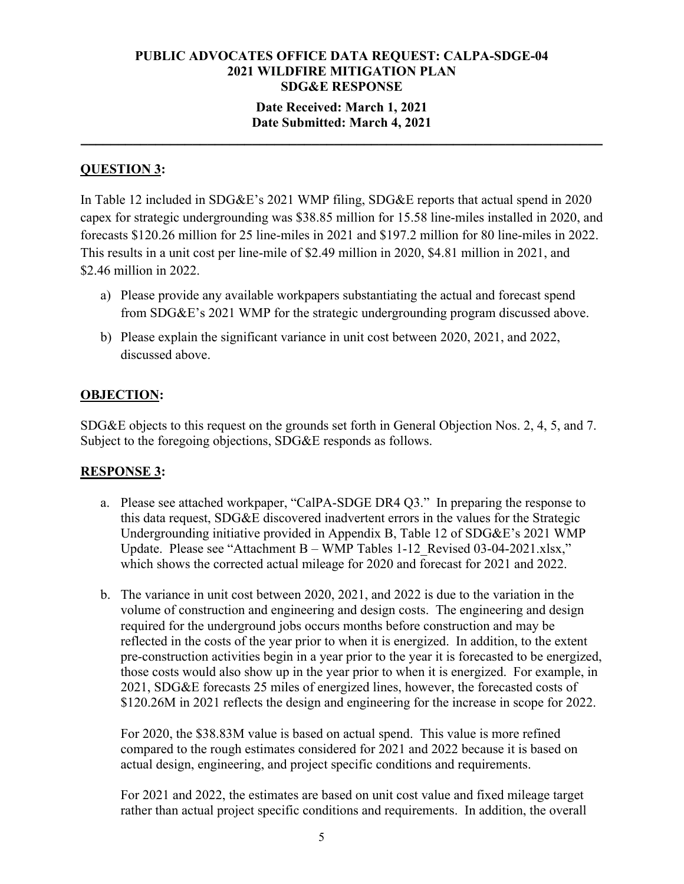**PUBLIC ADVOCATES OFFICE DATA REQUEST: CALPA-SDGE-04**
**2021 WILDFIRE MITIGATION PLAN**
**SDG&E RESPONSE**

**Date Received: March 1, 2021**
**Date Submitted: March 4, 2021**

---

## QUESTION 3:

In Table 12 included in SDG&E's 2021 WMP filing, SDG&E reports that actual spend in 2020 capex for strategic undergrounding was $38.85 million for 15.58 line-miles installed in 2020, and forecasts $120.26 million for 25 line-miles in 2021 and $197.2 million for 80 line-miles in 2022. This results in a unit cost per line-mile of $2.49 million in 2020, $4.81 million in 2021, and $2.46 million in 2022.

a) Please provide any available workpapers substantiating the actual and forecast spend from SDG&E's 2021 WMP for the strategic undergrounding program discussed above.

b) Please explain the significant variance in unit cost between 2020, 2021, and 2022, discussed above.

## OBJECTION:

SDG&E objects to this request on the grounds set forth in General Objection Nos. 2, 4, 5, and 7. Subject to the foregoing objections, SDG&E responds as follows.

## RESPONSE 3:

a. Please see attached workpaper, "CalPA-SDGE DR4 Q3." In preparing the response to this data request, SDG&E discovered inadvertent errors in the values for the Strategic Undergrounding initiative provided in Appendix B, Table 12 of SDG&E's 2021 WMP Update. Please see "Attachment B – WMP Tables 1-12_Revised 03-04-2021.xlsx," which shows the corrected actual mileage for 2020 and forecast for 2021 and 2022.

b. The variance in unit cost between 2020, 2021, and 2022 is due to the variation in the volume of construction and engineering and design costs. The engineering and design required for the underground jobs occurs months before construction and may be reflected in the costs of the year prior to when it is energized. In addition, to the extent pre-construction activities begin in a year prior to the year it is forecasted to be energized, those costs would also show up in the year prior to when it is energized. For example, in 2021, SDG&E forecasts 25 miles of energized lines, however, the forecasted costs of $120.26M in 2021 reflects the design and engineering for the increase in scope for 2022.

   For 2020, the $38.83M value is based on actual spend. This value is more refined compared to the rough estimates considered for 2021 and 2022 because it is based on actual design, engineering, and project specific conditions and requirements.

   For 2021 and 2022, the estimates are based on unit cost value and fixed mileage target rather than actual project specific conditions and requirements. In addition, the overall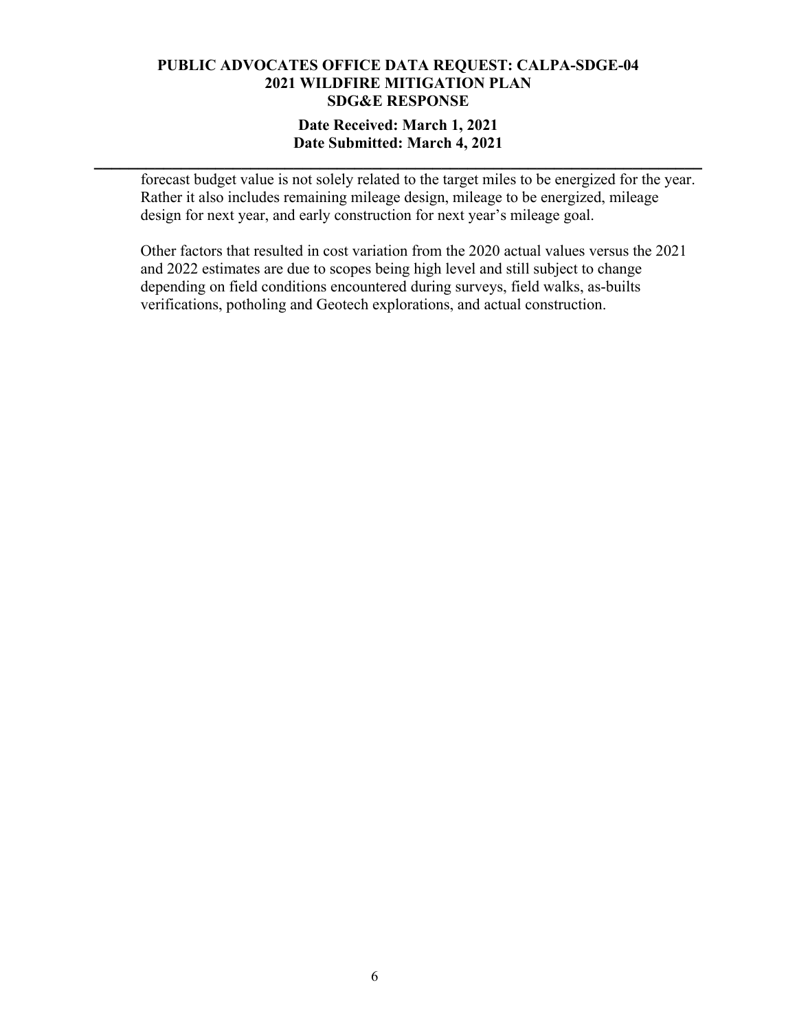forecast budget value is not solely related to the target miles to be energized for the year. Rather it also includes remaining mileage design, mileage to be energized, mileage design for next year, and early construction for next year's mileage goal.

Other factors that resulted in cost variation from the 2020 actual values versus the 2021 and 2022 estimates are due to scopes being high level and still subject to change depending on field conditions encountered during surveys, field walks, as-builts verifications, potholing and Geotech explorations, and actual construction.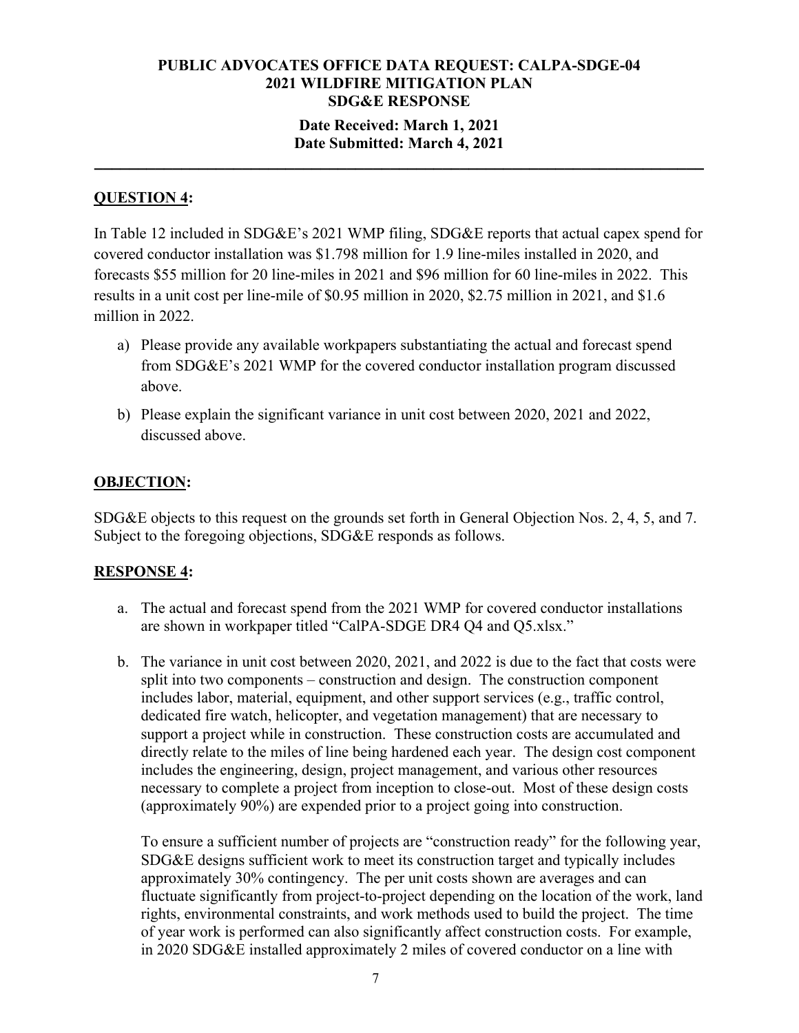**PUBLIC ADVOCATES OFFICE DATA REQUEST: CALPA-SDGE-04**
**2021 WILDFIRE MITIGATION PLAN**
**SDG&E RESPONSE**

**Date Received: March 1, 2021**
**Date Submitted: March 4, 2021**

---

## QUESTION 4:

In Table 12 included in SDG&E's 2021 WMP filing, SDG&E reports that actual capex spend for covered conductor installation was $1.798 million for 1.9 line-miles installed in 2020, and forecasts $55 million for 20 line-miles in 2021 and $96 million for 60 line-miles in 2022. This results in a unit cost per line-mile of $0.95 million in 2020, $2.75 million in 2021, and $1.6 million in 2022.

a) Please provide any available workpapers substantiating the actual and forecast spend from SDG&E's 2021 WMP for the covered conductor installation program discussed above.

b) Please explain the significant variance in unit cost between 2020, 2021 and 2022, discussed above.

## OBJECTION:

SDG&E objects to this request on the grounds set forth in General Objection Nos. 2, 4, 5, and 7. Subject to the foregoing objections, SDG&E responds as follows.

## RESPONSE 4:

a. The actual and forecast spend from the 2021 WMP for covered conductor installations are shown in workpaper titled "CalPA-SDGE DR4 Q4 and Q5.xlsx."

b. The variance in unit cost between 2020, 2021, and 2022 is due to the fact that costs were split into two components – construction and design. The construction component includes labor, material, equipment, and other support services (e.g., traffic control, dedicated fire watch, helicopter, and vegetation management) that are necessary to support a project while in construction. These construction costs are accumulated and directly relate to the miles of line being hardened each year. The design cost component includes the engineering, design, project management, and various other resources necessary to complete a project from inception to close-out. Most of these design costs (approximately 90%) are expended prior to a project going into construction.

   To ensure a sufficient number of projects are "construction ready" for the following year, SDG&E designs sufficient work to meet its construction target and typically includes approximately 30% contingency. The per unit costs shown are averages and can fluctuate significantly from project-to-project depending on the location of the work, land rights, environmental constraints, and work methods used to build the project. The time of year work is performed can also significantly affect construction costs. For example, in 2020 SDG&E installed approximately 2 miles of covered conductor on a line with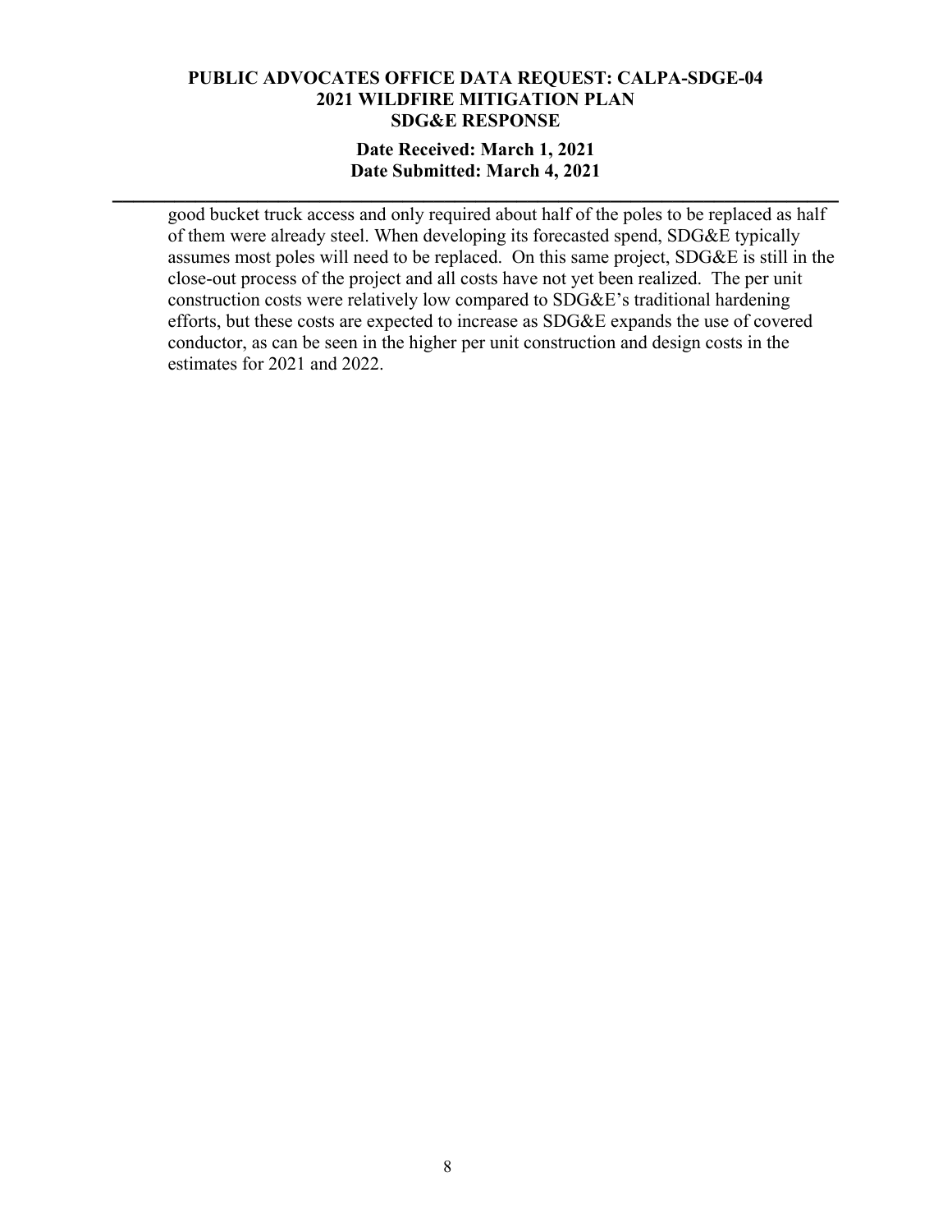good bucket truck access and only required about half of the poles to be replaced as half of them were already steel. When developing its forecasted spend, SDG&E typically assumes most poles will need to be replaced. On this same project, SDG&E is still in the close-out process of the project and all costs have not yet been realized. The per unit construction costs were relatively low compared to SDG&E's traditional hardening efforts, but these costs are expected to increase as SDG&E expands the use of covered conductor, as can be seen in the higher per unit construction and design costs in the estimates for 2021 and 2022.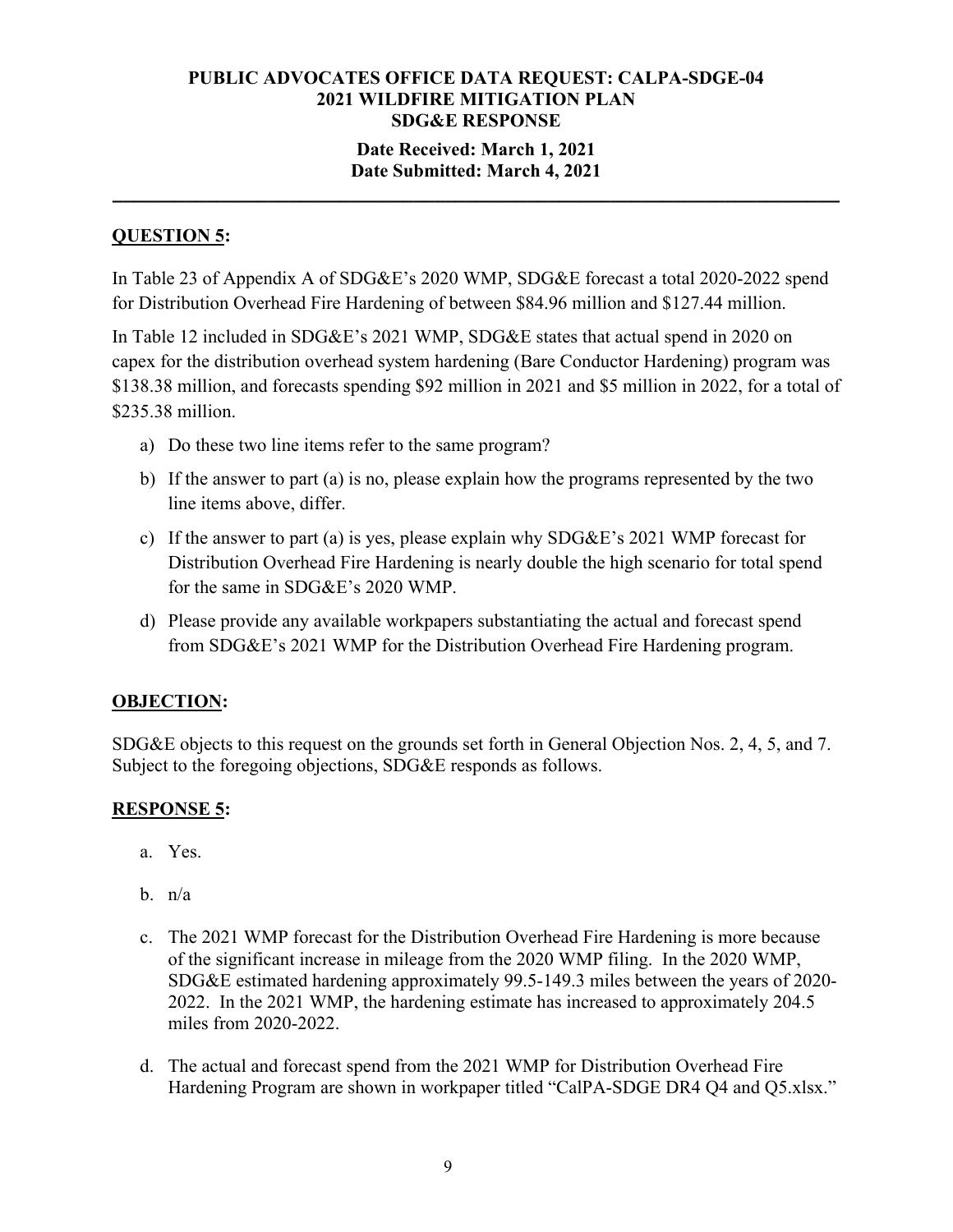**PUBLIC ADVOCATES OFFICE DATA REQUEST: CALPA-SDGE-04**
**2021 WILDFIRE MITIGATION PLAN**
**SDG&E RESPONSE**

**Date Received: March 1, 2021**
**Date Submitted: March 4, 2021**

---

**QUESTION 5:**

In Table 23 of Appendix A of SDG&E's 2020 WMP, SDG&E forecast a total 2020-2022 spend for Distribution Overhead Fire Hardening of between $84.96 million and $127.44 million.

In Table 12 included in SDG&E's 2021 WMP, SDG&E states that actual spend in 2020 on capex for the distribution overhead system hardening (Bare Conductor Hardening) program was $138.38 million, and forecasts spending $92 million in 2021 and $5 million in 2022, for a total of $235.38 million.

a) Do these two line items refer to the same program?

b) If the answer to part (a) is no, please explain how the programs represented by the two line items above, differ.

c) If the answer to part (a) is yes, please explain why SDG&E's 2021 WMP forecast for Distribution Overhead Fire Hardening is nearly double the high scenario for total spend for the same in SDG&E's 2020 WMP.

d) Please provide any available workpapers substantiating the actual and forecast spend from SDG&E's 2021 WMP for the Distribution Overhead Fire Hardening program.

**OBJECTION:**

SDG&E objects to this request on the grounds set forth in General Objection Nos. 2, 4, 5, and 7. Subject to the foregoing objections, SDG&E responds as follows.

**RESPONSE 5:**

a. Yes.

b. n/a

c. The 2021 WMP forecast for the Distribution Overhead Fire Hardening is more because of the significant increase in mileage from the 2020 WMP filing. In the 2020 WMP, SDG&E estimated hardening approximately 99.5-149.3 miles between the years of 2020-2022. In the 2021 WMP, the hardening estimate has increased to approximately 204.5 miles from 2020-2022.

d. The actual and forecast spend from the 2021 WMP for Distribution Overhead Fire Hardening Program are shown in workpaper titled "CalPA-SDGE DR4 Q4 and Q5.xlsx."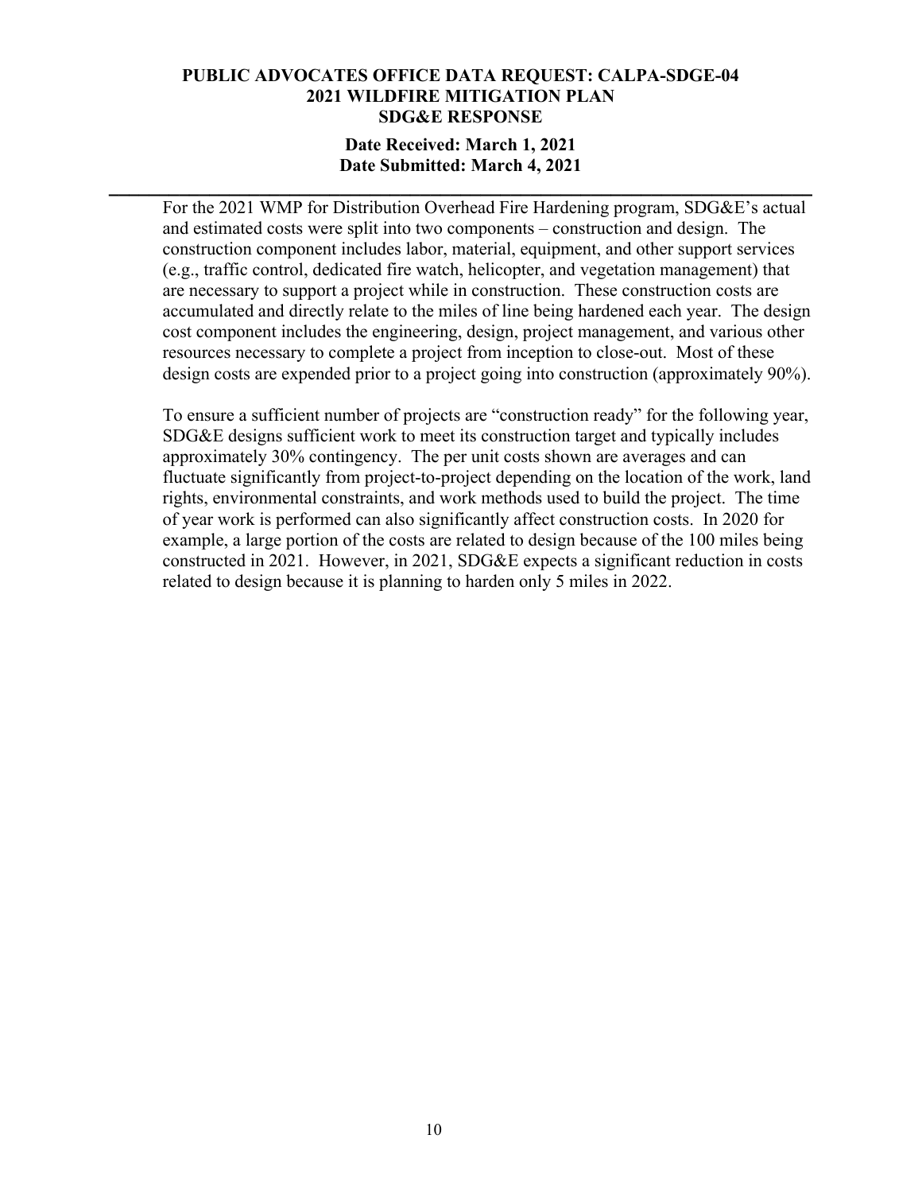For the 2021 WMP for Distribution Overhead Fire Hardening program, SDG&E's actual and estimated costs were split into two components – construction and design. The construction component includes labor, material, equipment, and other support services (e.g., traffic control, dedicated fire watch, helicopter, and vegetation management) that are necessary to support a project while in construction. These construction costs are accumulated and directly relate to the miles of line being hardened each year. The design cost component includes the engineering, design, project management, and various other resources necessary to complete a project from inception to close-out. Most of these design costs are expended prior to a project going into construction (approximately 90%).

To ensure a sufficient number of projects are "construction ready" for the following year, SDG&E designs sufficient work to meet its construction target and typically includes approximately 30% contingency. The per unit costs shown are averages and can fluctuate significantly from project-to-project depending on the location of the work, land rights, environmental constraints, and work methods used to build the project. The time of year work is performed can also significantly affect construction costs. In 2020 for example, a large portion of the costs are related to design because of the 100 miles being constructed in 2021. However, in 2021, SDG&E expects a significant reduction in costs related to design because it is planning to harden only 5 miles in 2022.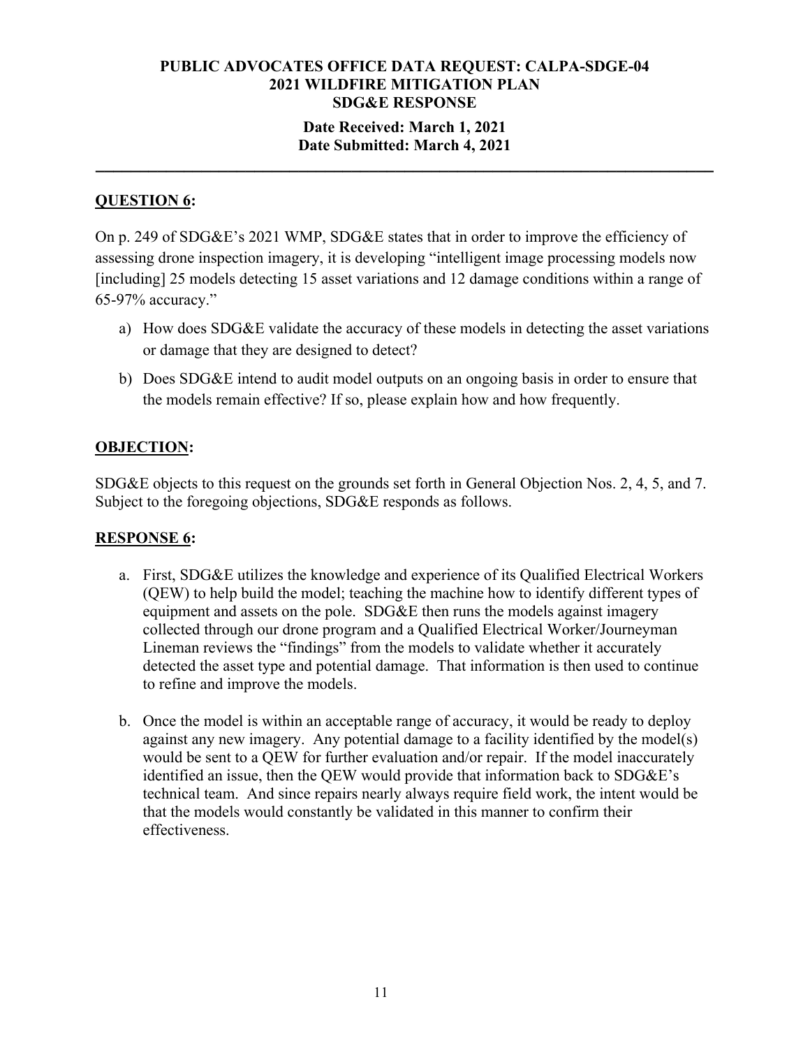**PUBLIC ADVOCATES OFFICE DATA REQUEST: CALPA-SDGE-04**
**2021 WILDFIRE MITIGATION PLAN**
**SDG&E RESPONSE**

**Date Received: March 1, 2021**
**Date Submitted: March 4, 2021**

---

**QUESTION 6:**

On p. 249 of SDG&E's 2021 WMP, SDG&E states that in order to improve the efficiency of assessing drone inspection imagery, it is developing "intelligent image processing models now [including] 25 models detecting 15 asset variations and 12 damage conditions within a range of 65-97% accuracy."

a) How does SDG&E validate the accuracy of these models in detecting the asset variations or damage that they are designed to detect?

b) Does SDG&E intend to audit model outputs on an ongoing basis in order to ensure that the models remain effective? If so, please explain how and how frequently.

**OBJECTION:**

SDG&E objects to this request on the grounds set forth in General Objection Nos. 2, 4, 5, and 7. Subject to the foregoing objections, SDG&E responds as follows.

**RESPONSE 6:**

a. First, SDG&E utilizes the knowledge and experience of its Qualified Electrical Workers (QEW) to help build the model; teaching the machine how to identify different types of equipment and assets on the pole. SDG&E then runs the models against imagery collected through our drone program and a Qualified Electrical Worker/Journeyman Lineman reviews the "findings" from the models to validate whether it accurately detected the asset type and potential damage. That information is then used to continue to refine and improve the models.

b. Once the model is within an acceptable range of accuracy, it would be ready to deploy against any new imagery. Any potential damage to a facility identified by the model(s) would be sent to a QEW for further evaluation and/or repair. If the model inaccurately identified an issue, then the QEW would provide that information back to SDG&E's technical team. And since repairs nearly always require field work, the intent would be that the models would constantly be validated in this manner to confirm their effectiveness.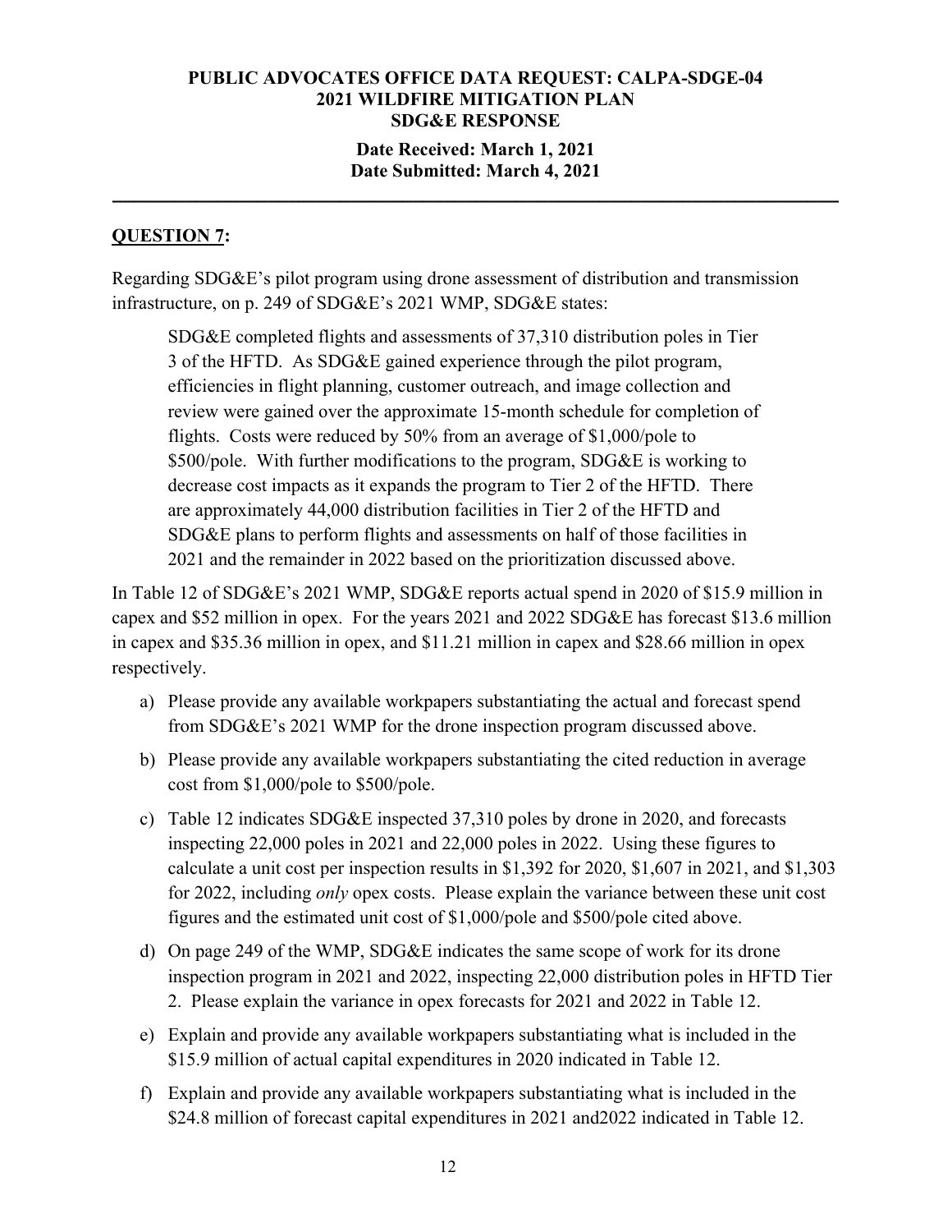**PUBLIC ADVOCATES OFFICE DATA REQUEST: CALPA-SDGE-04**
**2021 WILDFIRE MITIGATION PLAN**
**SDG&E RESPONSE**

**Date Received: March 1, 2021**
**Date Submitted: March 4, 2021**

---

**QUESTION 7:**

Regarding SDG&E's pilot program using drone assessment of distribution and transmission infrastructure, on p. 249 of SDG&E's 2021 WMP, SDG&E states:

> SDG&E completed flights and assessments of 37,310 distribution poles in Tier 3 of the HFTD. As SDG&E gained experience through the pilot program, efficiencies in flight planning, customer outreach, and image collection and review were gained over the approximate 15-month schedule for completion of flights. Costs were reduced by 50% from an average of $1,000/pole to $500/pole. With further modifications to the program, SDG&E is working to decrease cost impacts as it expands the program to Tier 2 of the HFTD. There are approximately 44,000 distribution facilities in Tier 2 of the HFTD and SDG&E plans to perform flights and assessments on half of those facilities in 2021 and the remainder in 2022 based on the prioritization discussed above.

In Table 12 of SDG&E's 2021 WMP, SDG&E reports actual spend in 2020 of $15.9 million in capex and $52 million in opex. For the years 2021 and 2022 SDG&E has forecast $13.6 million in capex and $35.36 million in opex, and $11.21 million in capex and $28.66 million in opex respectively.

a) Please provide any available workpapers substantiating the actual and forecast spend from SDG&E's 2021 WMP for the drone inspection program discussed above.

b) Please provide any available workpapers substantiating the cited reduction in average cost from $1,000/pole to $500/pole.

c) Table 12 indicates SDG&E inspected 37,310 poles by drone in 2020, and forecasts inspecting 22,000 poles in 2021 and 22,000 poles in 2022. Using these figures to calculate a unit cost per inspection results in $1,392 for 2020, $1,607 in 2021, and $1,303 for 2022, including *only* opex costs. Please explain the variance between these unit cost figures and the estimated unit cost of $1,000/pole and $500/pole cited above.

d) On page 249 of the WMP, SDG&E indicates the same scope of work for its drone inspection program in 2021 and 2022, inspecting 22,000 distribution poles in HFTD Tier 2. Please explain the variance in opex forecasts for 2021 and 2022 in Table 12.

e) Explain and provide any available workpapers substantiating what is included in the $15.9 million of actual capital expenditures in 2020 indicated in Table 12.

f) Explain and provide any available workpapers substantiating what is included in the $24.8 million of forecast capital expenditures in 2021 and2022 indicated in Table 12.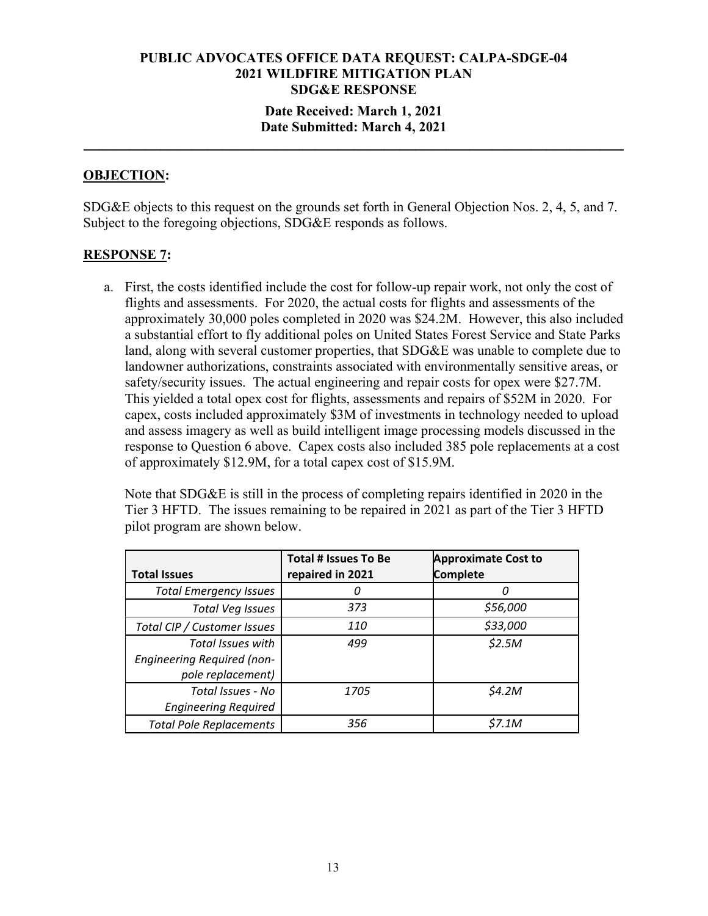**PUBLIC ADVOCATES OFFICE DATA REQUEST: CALPA-SDGE-04**
**2021 WILDFIRE MITIGATION PLAN**
**SDG&E RESPONSE**

**Date Received: March 1, 2021**
**Date Submitted: March 4, 2021**

---

**OBJECTION:**

SDG&E objects to this request on the grounds set forth in General Objection Nos. 2, 4, 5, and 7. Subject to the foregoing objections, SDG&E responds as follows.

**RESPONSE 7:**

a. First, the costs identified include the cost for follow-up repair work, not only the cost of flights and assessments. For 2020, the actual costs for flights and assessments of the approximately 30,000 poles completed in 2020 was $24.2M. However, this also included a substantial effort to fly additional poles on United States Forest Service and State Parks land, along with several customer properties, that SDG&E was unable to complete due to landowner authorizations, constraints associated with environmentally sensitive areas, or safety/security issues. The actual engineering and repair costs for opex were $27.7M. This yielded a total opex cost for flights, assessments and repairs of $52M in 2020. For capex, costs included approximately $3M of investments in technology needed to upload and assess imagery as well as build intelligent image processing models discussed in the response to Question 6 above. Capex costs also included 385 pole replacements at a cost of approximately $12.9M, for a total capex cost of $15.9M.

   Note that SDG&E is still in the process of completing repairs identified in 2020 in the Tier 3 HFTD. The issues remaining to be repaired in 2021 as part of the Tier 3 HFTD pilot program are shown below.

| Total Issues | Total # Issues To Be repaired in 2021 | Approximate Cost to Complete |
|---|---|---|
| *Total Emergency Issues* | *0* | *0* |
| *Total Veg Issues* | *373* | *$56,000* |
| *Total CIP / Customer Issues* | *110* | *$33,000* |
| *Total Issues with Engineering Required (non-pole replacement)* | *499* | *$2.5M* |
| *Total Issues - No Engineering Required* | *1705* | *$4.2M* |
| *Total Pole Replacements* | *356* | *$7.1M* |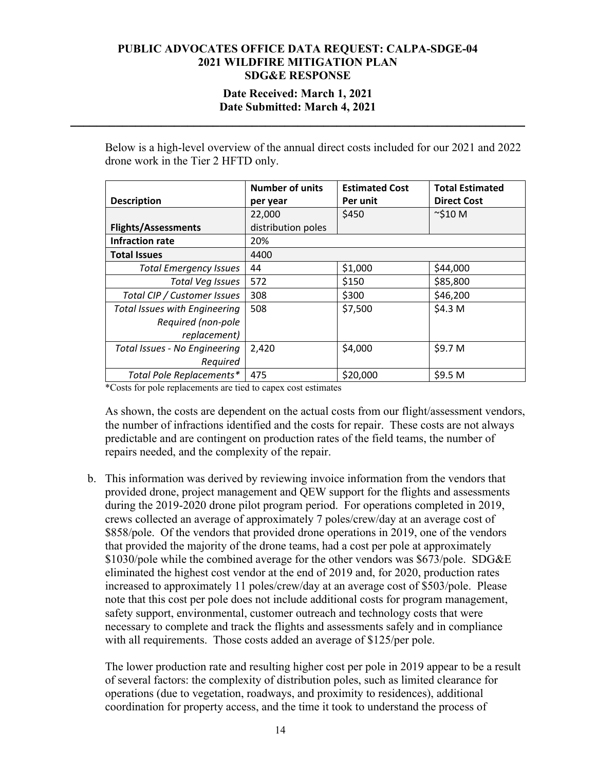**PUBLIC ADVOCATES OFFICE DATA REQUEST: CALPA-SDGE-04**
**2021 WILDFIRE MITIGATION PLAN**
**SDG&E RESPONSE**

**Date Received: March 1, 2021**
**Date Submitted: March 4, 2021**

---

Below is a high-level overview of the annual direct costs included for our 2021 and 2022 drone work in the Tier 2 HFTD only.

| Description | Number of units per year | Estimated Cost Per unit | Total Estimated Direct Cost |
|---|---|---|---|
| **Flights/Assessments** | 22,000 distribution poles | $450 | ~$10 M |
| **Infraction rate** | 20% | | |
| **Total Issues** | 4400 | | |
| *Total Emergency Issues* | 44 | $1,000 | $44,000 |
| *Total Veg Issues* | 572 | $150 | $85,800 |
| *Total CIP / Customer Issues* | 308 | $300 | $46,200 |
| *Total Issues with Engineering Required (non-pole replacement)* | 508 | $7,500 | $4.3 M |
| *Total Issues - No Engineering Required* | 2,420 | $4,000 | $9.7 M |
| *Total Pole Replacements** | 475 | $20,000 | $9.5 M |

*Costs for pole replacements are tied to capex cost estimates

As shown, the costs are dependent on the actual costs from our flight/assessment vendors, the number of infractions identified and the costs for repair. These costs are not always predictable and are contingent on production rates of the field teams, the number of repairs needed, and the complexity of the repair.

b. This information was derived by reviewing invoice information from the vendors that provided drone, project management and QEW support for the flights and assessments during the 2019-2020 drone pilot program period. For operations completed in 2019, crews collected an average of approximately 7 poles/crew/day at an average cost of $858/pole. Of the vendors that provided drone operations in 2019, one of the vendors that provided the majority of the drone teams, had a cost per pole at approximately $1030/pole while the combined average for the other vendors was $673/pole. SDG&E eliminated the highest cost vendor at the end of 2019 and, for 2020, production rates increased to approximately 11 poles/crew/day at an average cost of $503/pole. Please note that this cost per pole does not include additional costs for program management, safety support, environmental, customer outreach and technology costs that were necessary to complete and track the flights and assessments safely and in compliance with all requirements. Those costs added an average of $125/per pole.

The lower production rate and resulting higher cost per pole in 2019 appear to be a result of several factors: the complexity of distribution poles, such as limited clearance for operations (due to vegetation, roadways, and proximity to residences), additional coordination for property access, and the time it took to understand the process of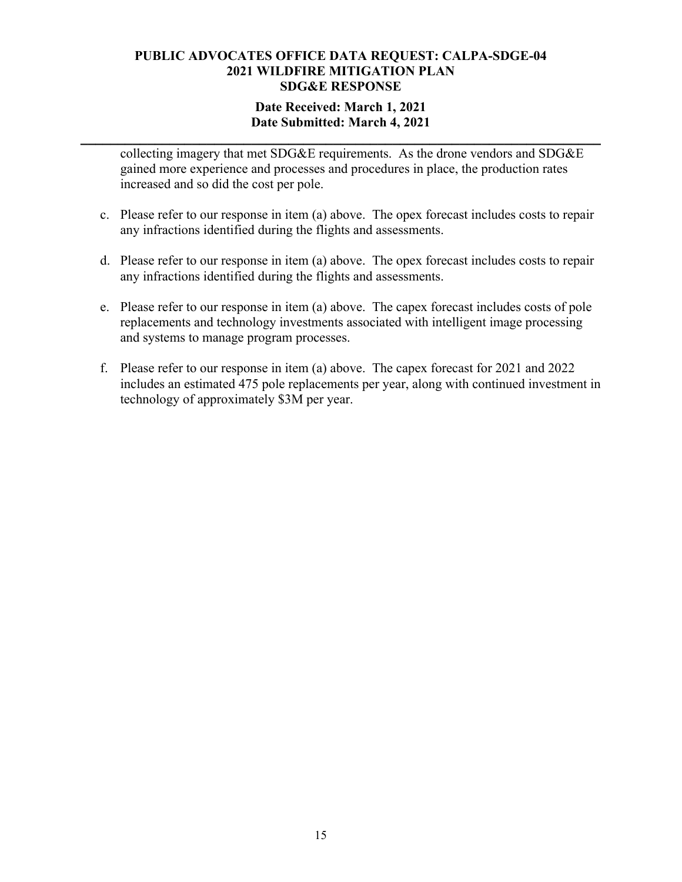collecting imagery that met SDG&E requirements. As the drone vendors and SDG&E gained more experience and processes and procedures in place, the production rates increased and so did the cost per pole.

c. Please refer to our response in item (a) above. The opex forecast includes costs to repair any infractions identified during the flights and assessments.

d. Please refer to our response in item (a) above. The opex forecast includes costs to repair any infractions identified during the flights and assessments.

e. Please refer to our response in item (a) above. The capex forecast includes costs of pole replacements and technology investments associated with intelligent image processing and systems to manage program processes.

f. Please refer to our response in item (a) above. The capex forecast for 2021 and 2022 includes an estimated 475 pole replacements per year, along with continued investment in technology of approximately $3M per year.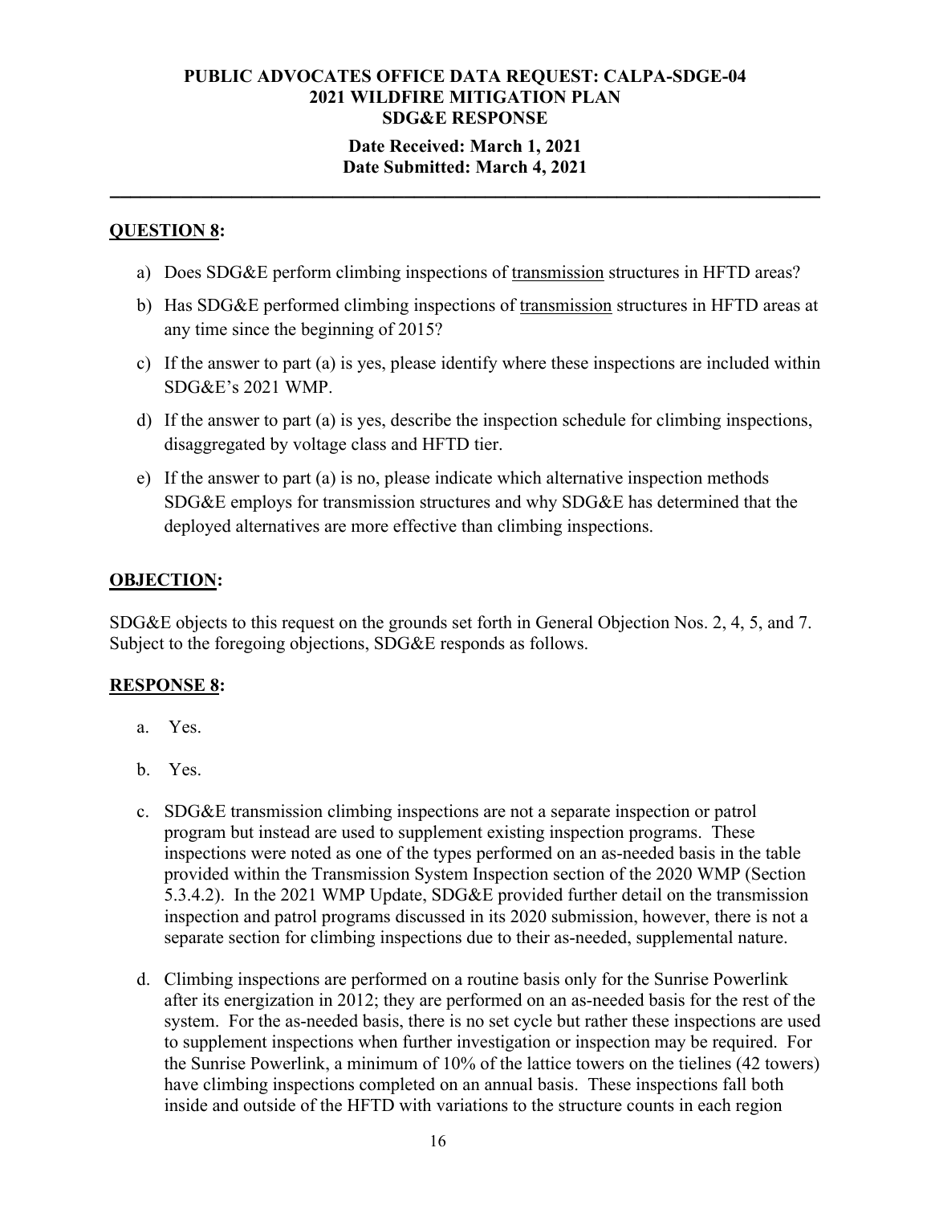**PUBLIC ADVOCATES OFFICE DATA REQUEST: CALPA-SDGE-04**
**2021 WILDFIRE MITIGATION PLAN**
**SDG&E RESPONSE**

**Date Received: March 1, 2021**
**Date Submitted: March 4, 2021**

---

**QUESTION 8:**

a) Does SDG&E perform climbing inspections of transmission structures in HFTD areas?

b) Has SDG&E performed climbing inspections of transmission structures in HFTD areas at any time since the beginning of 2015?

c) If the answer to part (a) is yes, please identify where these inspections are included within SDG&E's 2021 WMP.

d) If the answer to part (a) is yes, describe the inspection schedule for climbing inspections, disaggregated by voltage class and HFTD tier.

e) If the answer to part (a) is no, please indicate which alternative inspection methods SDG&E employs for transmission structures and why SDG&E has determined that the deployed alternatives are more effective than climbing inspections.

**OBJECTION:**

SDG&E objects to this request on the grounds set forth in General Objection Nos. 2, 4, 5, and 7. Subject to the foregoing objections, SDG&E responds as follows.

**RESPONSE 8:**

a. Yes.

b. Yes.

c. SDG&E transmission climbing inspections are not a separate inspection or patrol program but instead are used to supplement existing inspection programs. These inspections were noted as one of the types performed on an as-needed basis in the table provided within the Transmission System Inspection section of the 2020 WMP (Section 5.3.4.2). In the 2021 WMP Update, SDG&E provided further detail on the transmission inspection and patrol programs discussed in its 2020 submission, however, there is not a separate section for climbing inspections due to their as-needed, supplemental nature.

d. Climbing inspections are performed on a routine basis only for the Sunrise Powerlink after its energization in 2012; they are performed on an as-needed basis for the rest of the system. For the as-needed basis, there is no set cycle but rather these inspections are used to supplement inspections when further investigation or inspection may be required. For the Sunrise Powerlink, a minimum of 10% of the lattice towers on the tielines (42 towers) have climbing inspections completed on an annual basis. These inspections fall both inside and outside of the HFTD with variations to the structure counts in each region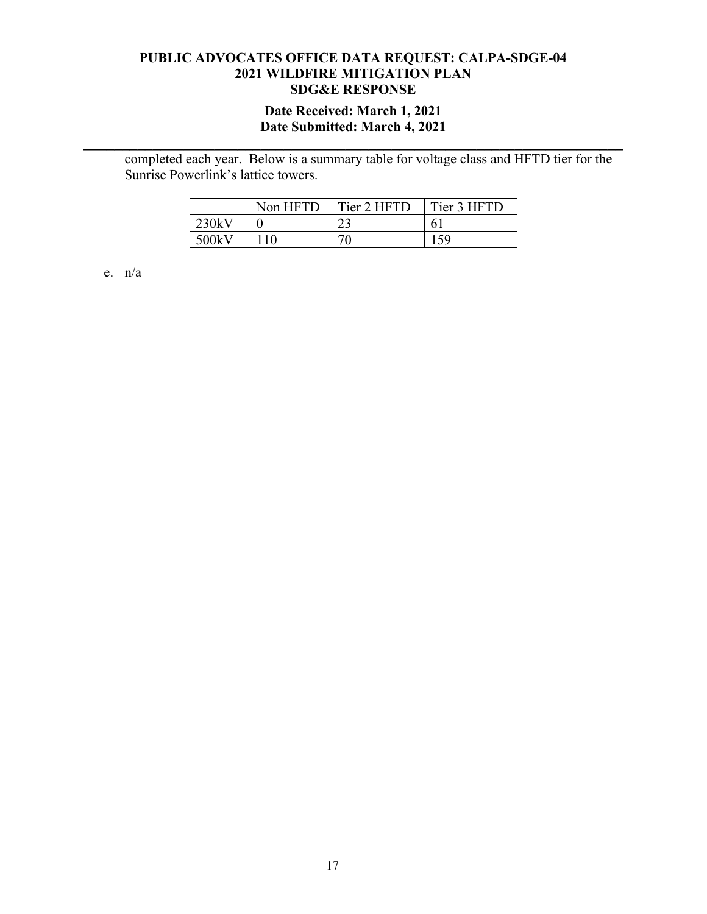completed each year. Below is a summary table for voltage class and HFTD tier for the Sunrise Powerlink's lattice towers.

| | Non HFTD | Tier 2 HFTD | Tier 3 HFTD |
|---|---|---|---|
| 230kV | 0 | 23 | 61 |
| 500kV | 110 | 70 | 159 |

e. n/a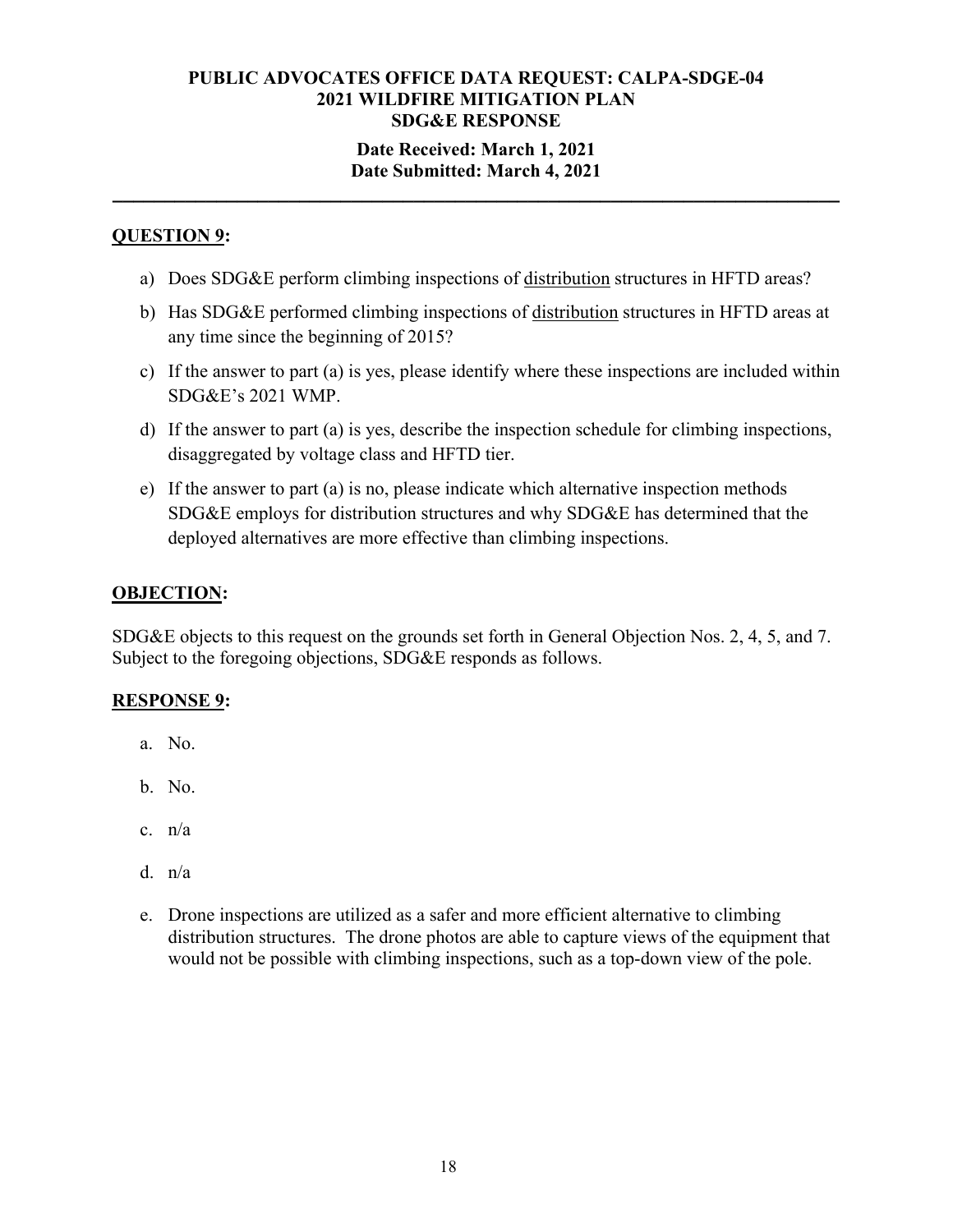**PUBLIC ADVOCATES OFFICE DATA REQUEST: CALPA-SDGE-04**
**2021 WILDFIRE MITIGATION PLAN**
**SDG&E RESPONSE**

**Date Received: March 1, 2021**
**Date Submitted: March 4, 2021**

---

**QUESTION 9:**

a) Does SDG&E perform climbing inspections of distribution structures in HFTD areas?

b) Has SDG&E performed climbing inspections of distribution structures in HFTD areas at any time since the beginning of 2015?

c) If the answer to part (a) is yes, please identify where these inspections are included within SDG&E's 2021 WMP.

d) If the answer to part (a) is yes, describe the inspection schedule for climbing inspections, disaggregated by voltage class and HFTD tier.

e) If the answer to part (a) is no, please indicate which alternative inspection methods SDG&E employs for distribution structures and why SDG&E has determined that the deployed alternatives are more effective than climbing inspections.

**OBJECTION:**

SDG&E objects to this request on the grounds set forth in General Objection Nos. 2, 4, 5, and 7. Subject to the foregoing objections, SDG&E responds as follows.

**RESPONSE 9:**

a. No.

b. No.

c. n/a

d. n/a

e. Drone inspections are utilized as a safer and more efficient alternative to climbing distribution structures. The drone photos are able to capture views of the equipment that would not be possible with climbing inspections, such as a top-down view of the pole.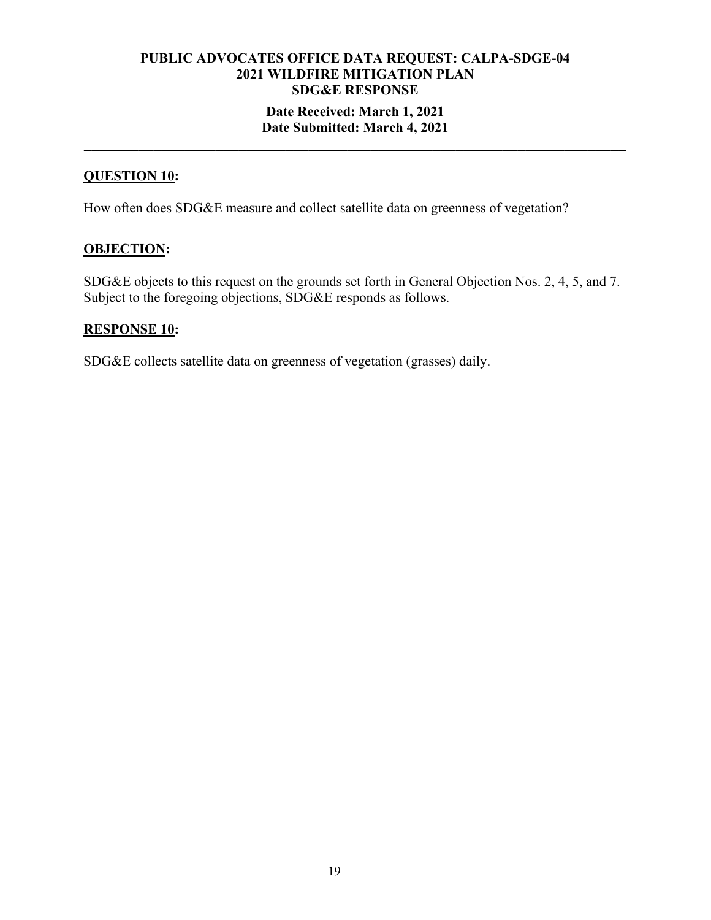**PUBLIC ADVOCATES OFFICE DATA REQUEST: CALPA-SDGE-04**
**2021 WILDFIRE MITIGATION PLAN**
**SDG&E RESPONSE**

**Date Received: March 1, 2021**
**Date Submitted: March 4, 2021**

---

**QUESTION 10:**

How often does SDG&E measure and collect satellite data on greenness of vegetation?

**OBJECTION:**

SDG&E objects to this request on the grounds set forth in General Objection Nos. 2, 4, 5, and 7. Subject to the foregoing objections, SDG&E responds as follows.

**RESPONSE 10:**

SDG&E collects satellite data on greenness of vegetation (grasses) daily.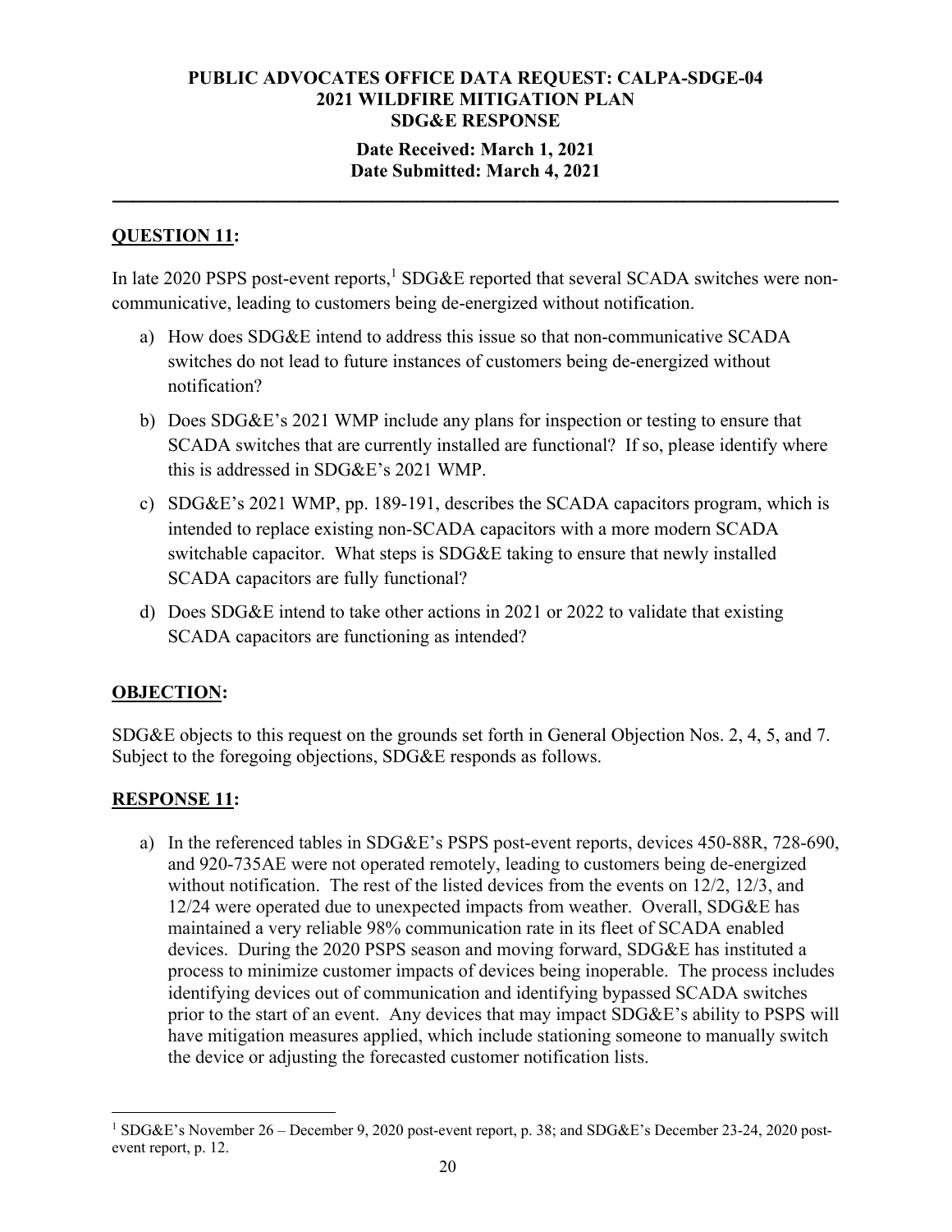**PUBLIC ADVOCATES OFFICE DATA REQUEST: CALPA-SDGE-04**
**2021 WILDFIRE MITIGATION PLAN**
**SDG&E RESPONSE**

**Date Received: March 1, 2021**
**Date Submitted: March 4, 2021**

---

**QUESTION 11:**

In late 2020 PSPS post-event reports,[1] SDG&E reported that several SCADA switches were non-communicative, leading to customers being de-energized without notification.

a) How does SDG&E intend to address this issue so that non-communicative SCADA switches do not lead to future instances of customers being de-energized without notification?

b) Does SDG&E's 2021 WMP include any plans for inspection or testing to ensure that SCADA switches that are currently installed are functional? If so, please identify where this is addressed in SDG&E's 2021 WMP.

c) SDG&E's 2021 WMP, pp. 189-191, describes the SCADA capacitors program, which is intended to replace existing non-SCADA capacitors with a more modern SCADA switchable capacitor. What steps is SDG&E taking to ensure that newly installed SCADA capacitors are fully functional?

d) Does SDG&E intend to take other actions in 2021 or 2022 to validate that existing SCADA capacitors are functioning as intended?

**OBJECTION:**

SDG&E objects to this request on the grounds set forth in General Objection Nos. 2, 4, 5, and 7. Subject to the foregoing objections, SDG&E responds as follows.

**RESPONSE 11:**

a) In the referenced tables in SDG&E's PSPS post-event reports, devices 450-88R, 728-690, and 920-735AE were not operated remotely, leading to customers being de-energized without notification. The rest of the listed devices from the events on 12/2, 12/3, and 12/24 were operated due to unexpected impacts from weather. Overall, SDG&E has maintained a very reliable 98% communication rate in its fleet of SCADA enabled devices. During the 2020 PSPS season and moving forward, SDG&E has instituted a process to minimize customer impacts of devices being inoperable. The process includes identifying devices out of communication and identifying bypassed SCADA switches prior to the start of an event. Any devices that may impact SDG&E's ability to PSPS will have mitigation measures applied, which include stationing someone to manually switch the device or adjusting the forecasted customer notification lists.

---

[1] SDG&E's November 26 – December 9, 2020 post-event report, p. 38; and SDG&E's December 23-24, 2020 post-event report, p. 12.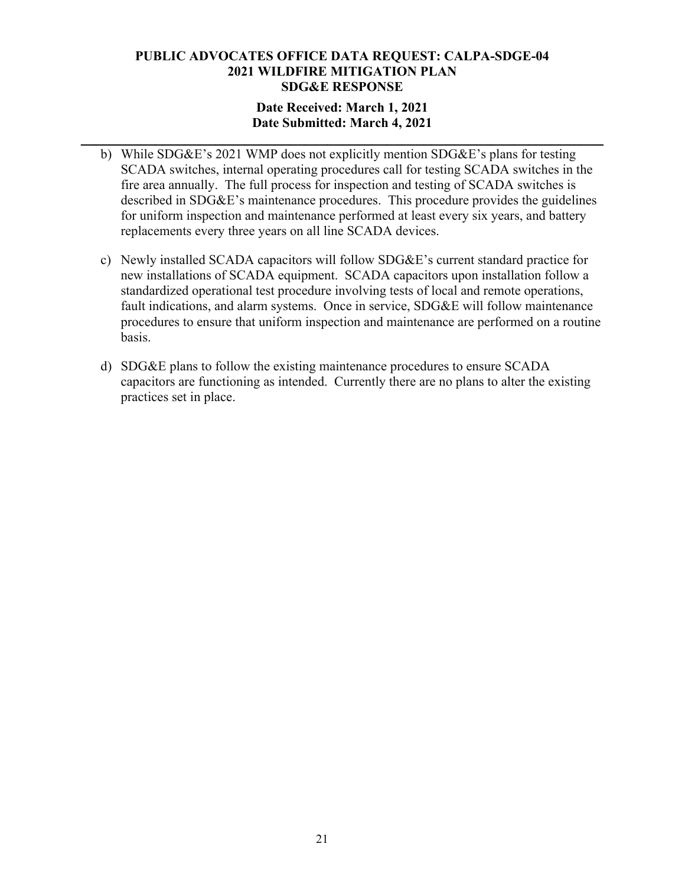b) While SDG&E's 2021 WMP does not explicitly mention SDG&E's plans for testing SCADA switches, internal operating procedures call for testing SCADA switches in the fire area annually. The full process for inspection and testing of SCADA switches is described in SDG&E's maintenance procedures. This procedure provides the guidelines for uniform inspection and maintenance performed at least every six years, and battery replacements every three years on all line SCADA devices.

c) Newly installed SCADA capacitors will follow SDG&E's current standard practice for new installations of SCADA equipment. SCADA capacitors upon installation follow a standardized operational test procedure involving tests of local and remote operations, fault indications, and alarm systems. Once in service, SDG&E will follow maintenance procedures to ensure that uniform inspection and maintenance are performed on a routine basis.

d) SDG&E plans to follow the existing maintenance procedures to ensure SCADA capacitors are functioning as intended. Currently there are no plans to alter the existing practices set in place.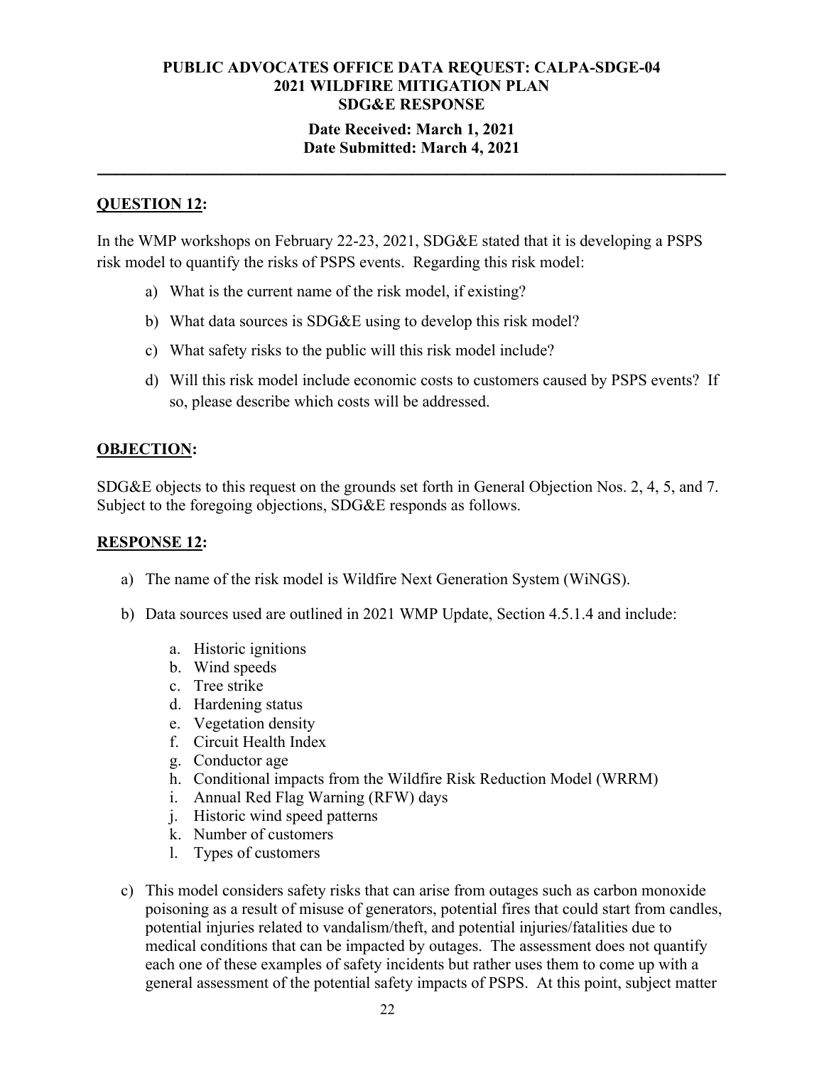**PUBLIC ADVOCATES OFFICE DATA REQUEST: CALPA-SDGE-04**
**2021 WILDFIRE MITIGATION PLAN**
**SDG&E RESPONSE**

**Date Received: March 1, 2021**
**Date Submitted: March 4, 2021**

---

**QUESTION 12:**

In the WMP workshops on February 22-23, 2021, SDG&E stated that it is developing a PSPS risk model to quantify the risks of PSPS events. Regarding this risk model:

a) What is the current name of the risk model, if existing?

b) What data sources is SDG&E using to develop this risk model?

c) What safety risks to the public will this risk model include?

d) Will this risk model include economic costs to customers caused by PSPS events? If so, please describe which costs will be addressed.

**OBJECTION:**

SDG&E objects to this request on the grounds set forth in General Objection Nos. 2, 4, 5, and 7. Subject to the foregoing objections, SDG&E responds as follows.

**RESPONSE 12:**

a) The name of the risk model is Wildfire Next Generation System (WiNGS).

b) Data sources used are outlined in 2021 WMP Update, Section 4.5.1.4 and include:

   a. Historic ignitions
   b. Wind speeds
   c. Tree strike
   d. Hardening status
   e. Vegetation density
   f. Circuit Health Index
   g. Conductor age
   h. Conditional impacts from the Wildfire Risk Reduction Model (WRRM)
   i. Annual Red Flag Warning (RFW) days
   j. Historic wind speed patterns
   k. Number of customers
   l. Types of customers

c) This model considers safety risks that can arise from outages such as carbon monoxide poisoning as a result of misuse of generators, potential fires that could start from candles, potential injuries related to vandalism/theft, and potential injuries/fatalities due to medical conditions that can be impacted by outages. The assessment does not quantify each one of these examples of safety incidents but rather uses them to come up with a general assessment of the potential safety impacts of PSPS. At this point, subject matter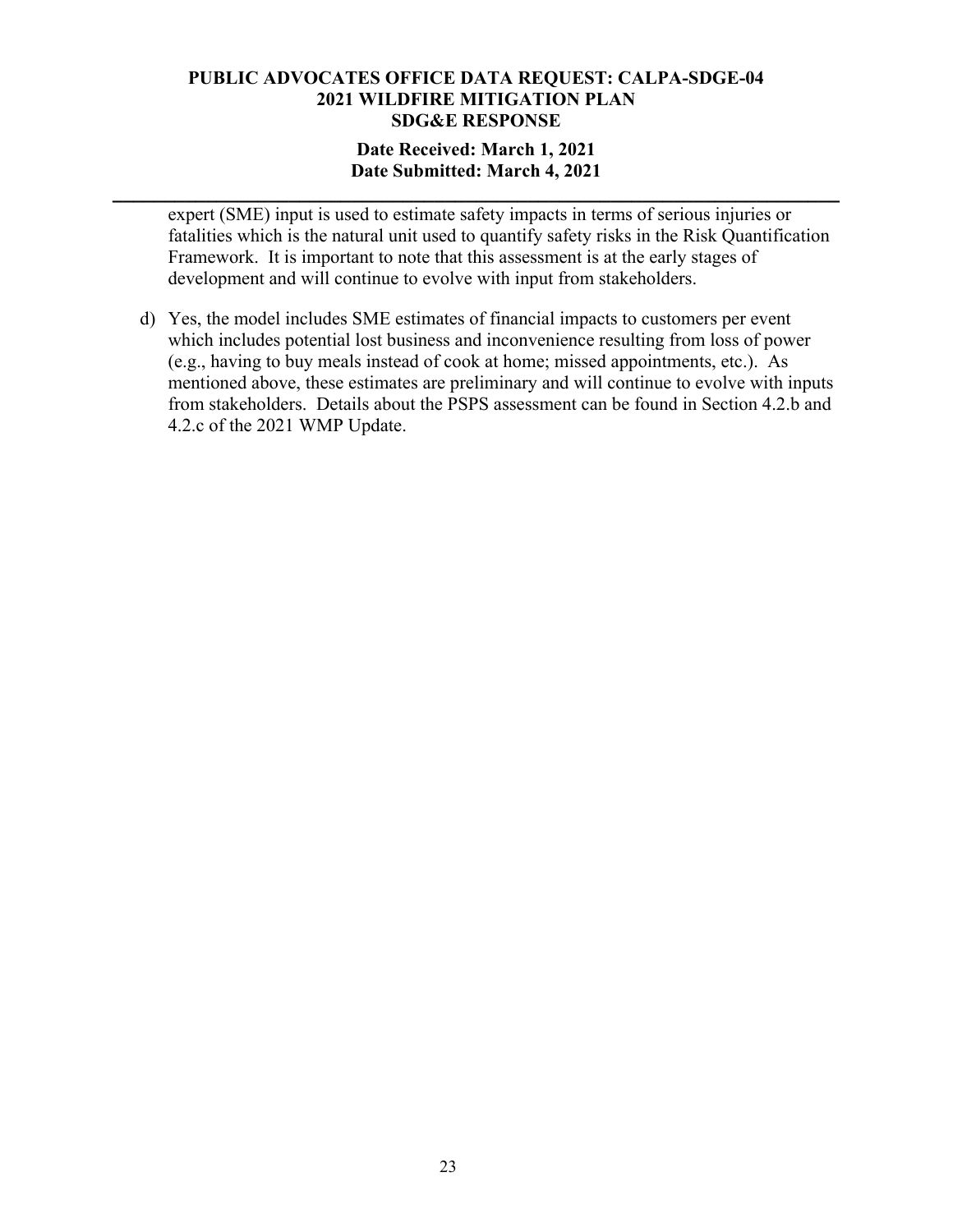expert (SME) input is used to estimate safety impacts in terms of serious injuries or fatalities which is the natural unit used to quantify safety risks in the Risk Quantification Framework. It is important to note that this assessment is at the early stages of development and will continue to evolve with input from stakeholders.

d) Yes, the model includes SME estimates of financial impacts to customers per event which includes potential lost business and inconvenience resulting from loss of power (e.g., having to buy meals instead of cook at home; missed appointments, etc.). As mentioned above, these estimates are preliminary and will continue to evolve with inputs from stakeholders. Details about the PSPS assessment can be found in Section 4.2.b and 4.2.c of the 2021 WMP Update.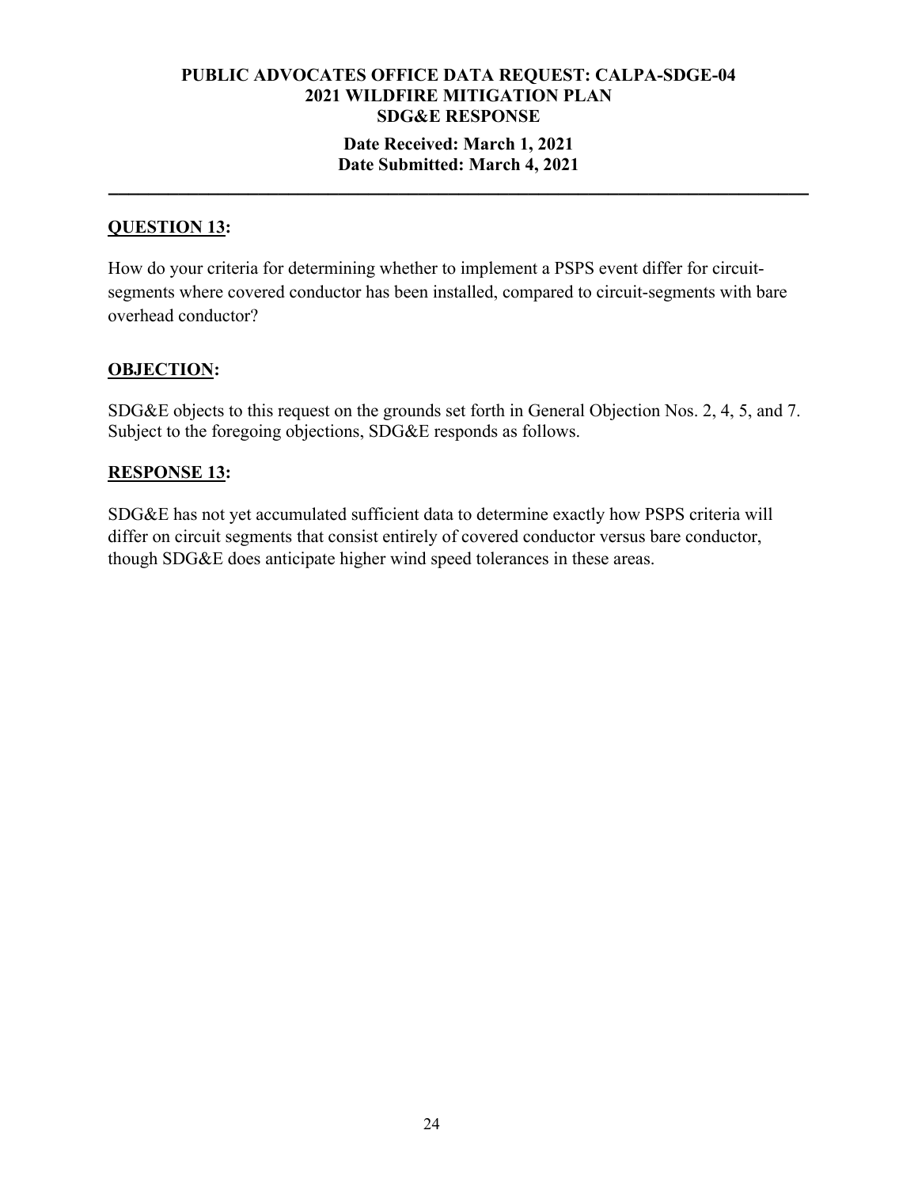**PUBLIC ADVOCATES OFFICE DATA REQUEST: CALPA-SDGE-04**
**2021 WILDFIRE MITIGATION PLAN**
**SDG&E RESPONSE**
**Date Received: March 1, 2021**
**Date Submitted: March 4, 2021**

---

**QUESTION 13:**

How do your criteria for determining whether to implement a PSPS event differ for circuit-segments where covered conductor has been installed, compared to circuit-segments with bare overhead conductor?

**OBJECTION:**

SDG&E objects to this request on the grounds set forth in General Objection Nos. 2, 4, 5, and 7. Subject to the foregoing objections, SDG&E responds as follows.

**RESPONSE 13:**

SDG&E has not yet accumulated sufficient data to determine exactly how PSPS criteria will differ on circuit segments that consist entirely of covered conductor versus bare conductor, though SDG&E does anticipate higher wind speed tolerances in these areas.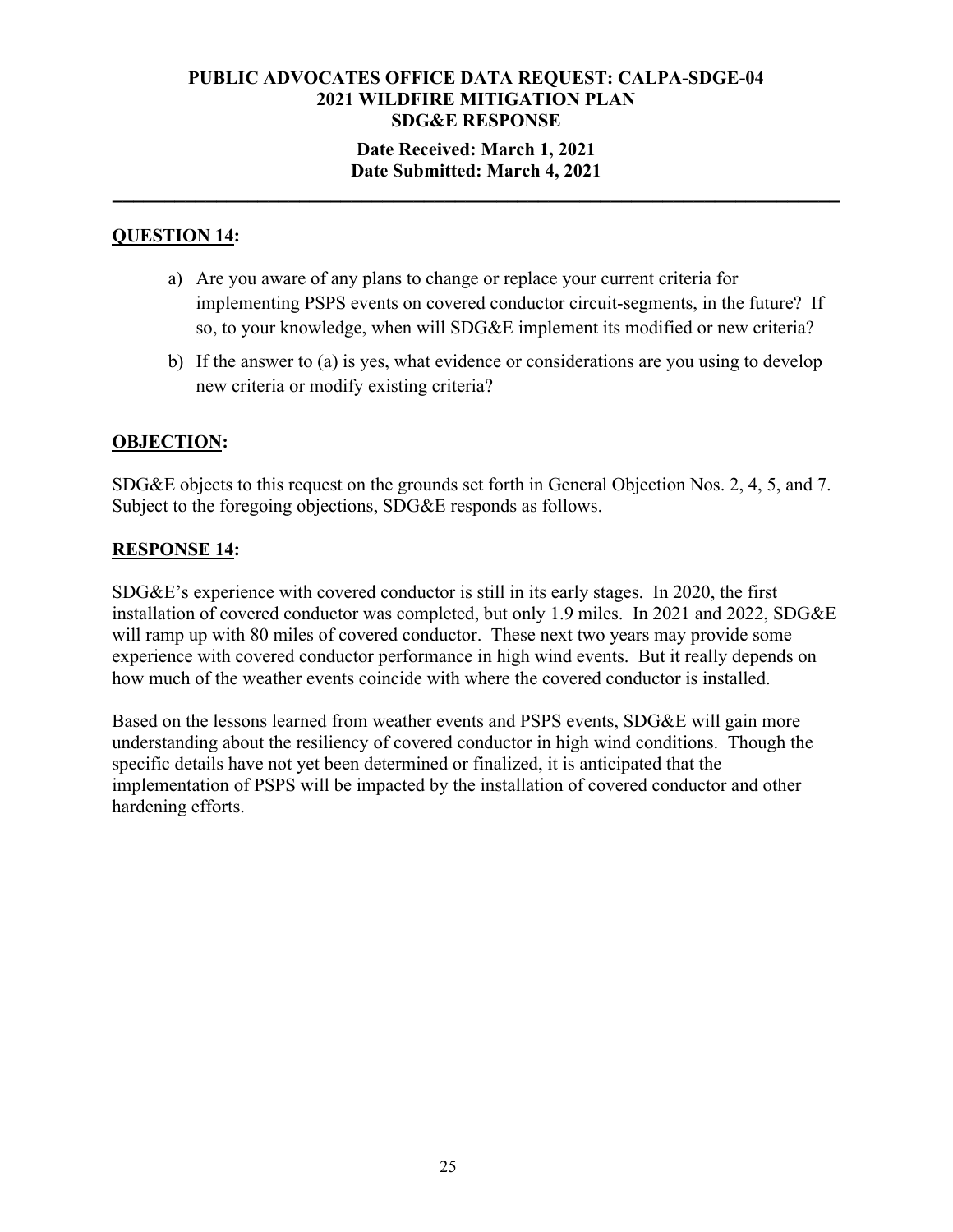**PUBLIC ADVOCATES OFFICE DATA REQUEST: CALPA-SDGE-04**
**2021 WILDFIRE MITIGATION PLAN**
**SDG&E RESPONSE**
**Date Received: March 1, 2021**
**Date Submitted: March 4, 2021**

---

## QUESTION 14:

a) Are you aware of any plans to change or replace your current criteria for implementing PSPS events on covered conductor circuit-segments, in the future? If so, to your knowledge, when will SDG&E implement its modified or new criteria?

b) If the answer to (a) is yes, what evidence or considerations are you using to develop new criteria or modify existing criteria?

## OBJECTION:

SDG&E objects to this request on the grounds set forth in General Objection Nos. 2, 4, 5, and 7. Subject to the foregoing objections, SDG&E responds as follows.

## RESPONSE 14:

SDG&E's experience with covered conductor is still in its early stages. In 2020, the first installation of covered conductor was completed, but only 1.9 miles. In 2021 and 2022, SDG&E will ramp up with 80 miles of covered conductor. These next two years may provide some experience with covered conductor performance in high wind events. But it really depends on how much of the weather events coincide with where the covered conductor is installed.

Based on the lessons learned from weather events and PSPS events, SDG&E will gain more understanding about the resiliency of covered conductor in high wind conditions. Though the specific details have not yet been determined or finalized, it is anticipated that the implementation of PSPS will be impacted by the installation of covered conductor and other hardening efforts.